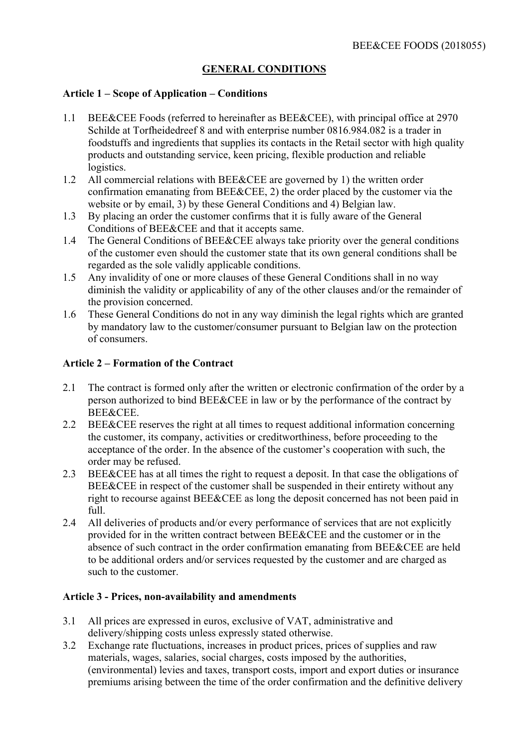# GENERAL CONDITIONS

## Article 1 – Scope of Application – Conditions

1.1 BEE&CEE Foods (referred to hereinafter as BEE&CEE), with principal office at 2970 Schilde at Torfheidedreef 8 and with enterprise number 0816.984.082 is a trader in foodstuffs and ingredients that supplies its contacts in the Retail sector with high quality products and outstanding service, keen pricing, flexible production and reliable logistics.

1.2 All commercial relations with BEE&CEE are governed by 1) the written order confirmation emanating from BEE&CEE, 2) the order placed by the customer via the website or by email, 3) by these General Conditions and 4) Belgian law.

1.3 By placing an order the customer confirms that it is fully aware of the General Conditions of BEE&CEE and that it accepts same.

1.4 The General Conditions of BEE&CEE always take priority over the general conditions of the customer even should the customer state that its own general conditions shall be regarded as the sole validly applicable conditions.

1.5 Any invalidity of one or more clauses of these General Conditions shall in no way diminish the validity or applicability of any of the other clauses and/or the remainder of the provision concerned.

1.6 These General Conditions do not in any way diminish the legal rights which are granted by mandatory law to the customer/consumer pursuant to Belgian law on the protection of consumers.

## Article 2 – Formation of the Contract

2.1 The contract is formed only after the written or electronic confirmation of the order by a person authorized to bind BEE&CEE in law or by the performance of the contract by BEE&CEE.

2.2 BEE&CEE reserves the right at all times to request additional information concerning the customer, its company, activities or creditworthiness, before proceeding to the acceptance of the order. In the absence of the customer's cooperation with such, the order may be refused.

2.3 BEE&CEE has at all times the right to request a deposit. In that case the obligations of BEE&CEE in respect of the customer shall be suspended in their entirety without any right to recourse against BEE&CEE as long the deposit concerned has not been paid in full.

2.4 All deliveries of products and/or every performance of services that are not explicitly provided for in the written contract between BEE&CEE and the customer or in the absence of such contract in the order confirmation emanating from BEE&CEE are held to be additional orders and/or services requested by the customer and are charged as such to the customer.

## Article 3 - Prices, non-availability and amendments

3.1 All prices are expressed in euros, exclusive of VAT, administrative and delivery/shipping costs unless expressly stated otherwise.

3.2 Exchange rate fluctuations, increases in product prices, prices of supplies and raw materials, wages, salaries, social charges, costs imposed by the authorities, (environmental) levies and taxes, transport costs, import and export duties or insurance premiums arising between the time of the order confirmation and the definitive delivery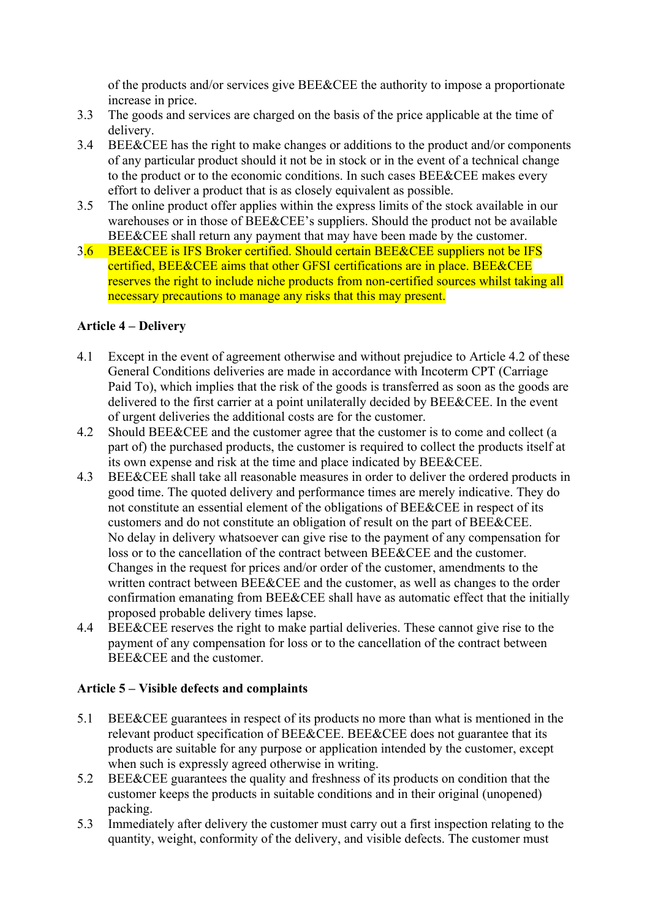of the products and/or services give BEE&CEE the authority to impose a proportionate increase in price.

3.3 The goods and services are charged on the basis of the price applicable at the time of delivery.

3.4 BEE&CEE has the right to make changes or additions to the product and/or components of any particular product should it not be in stock or in the event of a technical change to the product or to the economic conditions. In such cases BEE&CEE makes every effort to deliver a product that is as closely equivalent as possible.

3.5 The online product offer applies within the express limits of the stock available in our warehouses or in those of BEE&CEE's suppliers. Should the product not be available BEE&CEE shall return any payment that may have been made by the customer.

3.6 BEE&CEE is IFS Broker certified. Should certain BEE&CEE suppliers not be IFS certified, BEE&CEE aims that other GFSI certifications are in place. BEE&CEE reserves the right to include niche products from non-certified sources whilst taking all necessary precautions to manage any risks that this may present.

**Article 4 – Delivery**

4.1 Except in the event of agreement otherwise and without prejudice to Article 4.2 of these General Conditions deliveries are made in accordance with Incoterm CPT (Carriage Paid To), which implies that the risk of the goods is transferred as soon as the goods are delivered to the first carrier at a point unilaterally decided by BEE&CEE. In the event of urgent deliveries the additional costs are for the customer.

4.2 Should BEE&CEE and the customer agree that the customer is to come and collect (a part of) the purchased products, the customer is required to collect the products itself at its own expense and risk at the time and place indicated by BEE&CEE.

4.3 BEE&CEE shall take all reasonable measures in order to deliver the ordered products in good time. The quoted delivery and performance times are merely indicative. They do not constitute an essential element of the obligations of BEE&CEE in respect of its customers and do not constitute an obligation of result on the part of BEE&CEE. No delay in delivery whatsoever can give rise to the payment of any compensation for loss or to the cancellation of the contract between BEE&CEE and the customer. Changes in the request for prices and/or order of the customer, amendments to the written contract between BEE&CEE and the customer, as well as changes to the order confirmation emanating from BEE&CEE shall have as automatic effect that the initially proposed probable delivery times lapse.

4.4 BEE&CEE reserves the right to make partial deliveries. These cannot give rise to the payment of any compensation for loss or to the cancellation of the contract between BEE&CEE and the customer.

**Article 5 – Visible defects and complaints**

5.1 BEE&CEE guarantees in respect of its products no more than what is mentioned in the relevant product specification of BEE&CEE. BEE&CEE does not guarantee that its products are suitable for any purpose or application intended by the customer, except when such is expressly agreed otherwise in writing.

5.2 BEE&CEE guarantees the quality and freshness of its products on condition that the customer keeps the products in suitable conditions and in their original (unopened) packing.

5.3 Immediately after delivery the customer must carry out a first inspection relating to the quantity, weight, conformity of the delivery, and visible defects. The customer must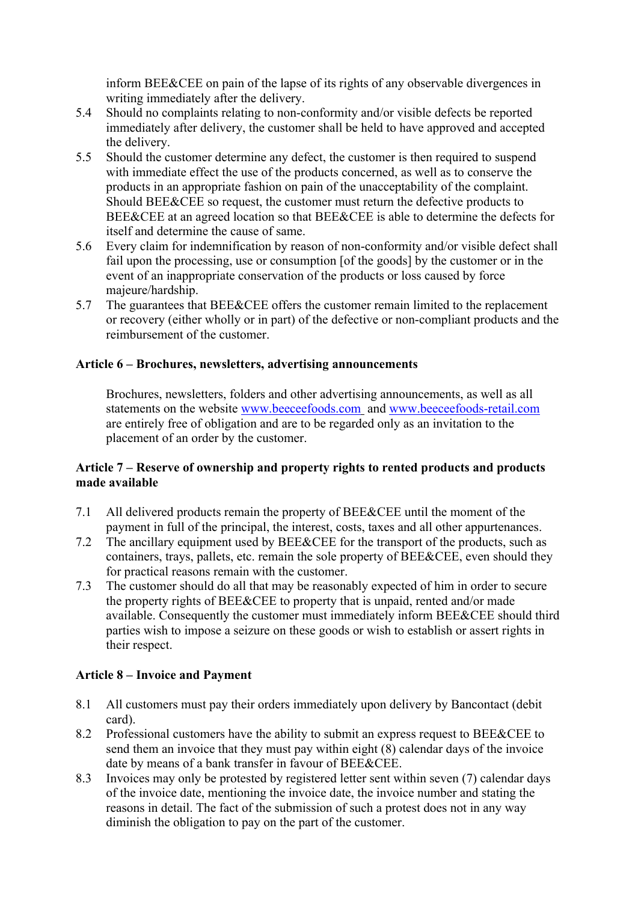inform BEE&CEE on pain of the lapse of its rights of any observable divergences in writing immediately after the delivery.

5.4 Should no complaints relating to non-conformity and/or visible defects be reported immediately after delivery, the customer shall be held to have approved and accepted the delivery.

5.5 Should the customer determine any defect, the customer is then required to suspend with immediate effect the use of the products concerned, as well as to conserve the products in an appropriate fashion on pain of the unacceptability of the complaint. Should BEE&CEE so request, the customer must return the defective products to BEE&CEE at an agreed location so that BEE&CEE is able to determine the defects for itself and determine the cause of same.

5.6 Every claim for indemnification by reason of non-conformity and/or visible defect shall fail upon the processing, use or consumption [of the goods] by the customer or in the event of an inappropriate conservation of the products or loss caused by force majeure/hardship.

5.7 The guarantees that BEE&CEE offers the customer remain limited to the replacement or recovery (either wholly or in part) of the defective or non-compliant products and the reimbursement of the customer.

**Article 6 – Brochures, newsletters, advertising announcements**

Brochures, newsletters, folders and other advertising announcements, as well as all statements on the website www.beeceefoods.com and www.beeceefoods-retail.com are entirely free of obligation and are to be regarded only as an invitation to the placement of an order by the customer.

**Article 7 – Reserve of ownership and property rights to rented products and products made available**

7.1 All delivered products remain the property of BEE&CEE until the moment of the payment in full of the principal, the interest, costs, taxes and all other appurtenances.

7.2 The ancillary equipment used by BEE&CEE for the transport of the products, such as containers, trays, pallets, etc. remain the sole property of BEE&CEE, even should they for practical reasons remain with the customer.

7.3 The customer should do all that may be reasonably expected of him in order to secure the property rights of BEE&CEE to property that is unpaid, rented and/or made available. Consequently the customer must immediately inform BEE&CEE should third parties wish to impose a seizure on these goods or wish to establish or assert rights in their respect.

**Article 8 – Invoice and Payment**

8.1 All customers must pay their orders immediately upon delivery by Bancontact (debit card).

8.2 Professional customers have the ability to submit an express request to BEE&CEE to send them an invoice that they must pay within eight (8) calendar days of the invoice date by means of a bank transfer in favour of BEE&CEE.

8.3 Invoices may only be protested by registered letter sent within seven (7) calendar days of the invoice date, mentioning the invoice date, the invoice number and stating the reasons in detail. The fact of the submission of such a protest does not in any way diminish the obligation to pay on the part of the customer.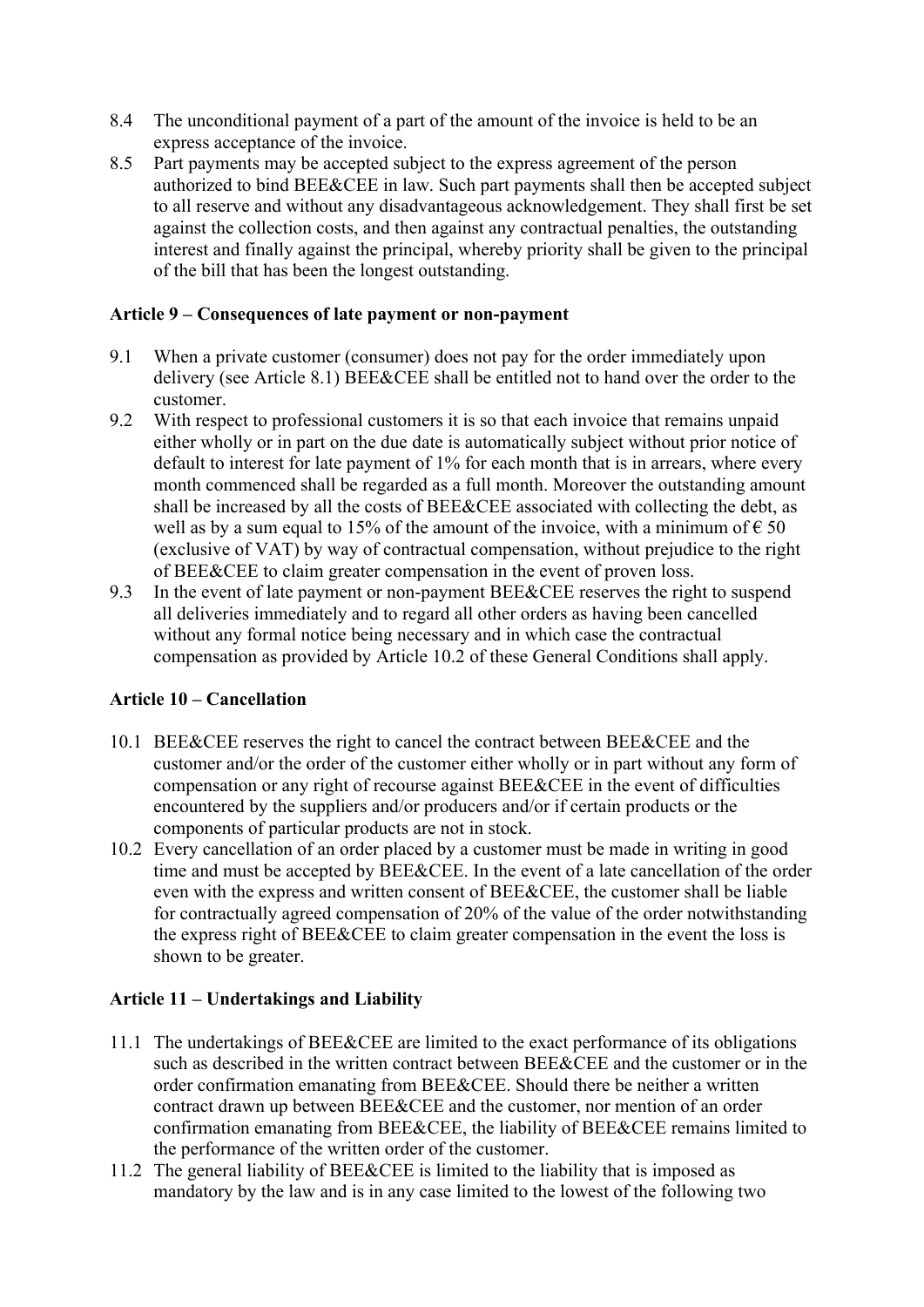8.4 The unconditional payment of a part of the amount of the invoice is held to be an express acceptance of the invoice.

8.5 Part payments may be accepted subject to the express agreement of the person authorized to bind BEE&CEE in law. Such part payments shall then be accepted subject to all reserve and without any disadvantageous acknowledgement. They shall first be set against the collection costs, and then against any contractual penalties, the outstanding interest and finally against the principal, whereby priority shall be given to the principal of the bill that has been the longest outstanding.

**Article 9 – Consequences of late payment or non-payment**

9.1 When a private customer (consumer) does not pay for the order immediately upon delivery (see Article 8.1) BEE&CEE shall be entitled not to hand over the order to the customer.

9.2 With respect to professional customers it is so that each invoice that remains unpaid either wholly or in part on the due date is automatically subject without prior notice of default to interest for late payment of 1% for each month that is in arrears, where every month commenced shall be regarded as a full month. Moreover the outstanding amount shall be increased by all the costs of BEE&CEE associated with collecting the debt, as well as by a sum equal to 15% of the amount of the invoice, with a minimum of € 50 (exclusive of VAT) by way of contractual compensation, without prejudice to the right of BEE&CEE to claim greater compensation in the event of proven loss.

9.3 In the event of late payment or non-payment BEE&CEE reserves the right to suspend all deliveries immediately and to regard all other orders as having been cancelled without any formal notice being necessary and in which case the contractual compensation as provided by Article 10.2 of these General Conditions shall apply.

**Article 10 – Cancellation**

10.1 BEE&CEE reserves the right to cancel the contract between BEE&CEE and the customer and/or the order of the customer either wholly or in part without any form of compensation or any right of recourse against BEE&CEE in the event of difficulties encountered by the suppliers and/or producers and/or if certain products or the components of particular products are not in stock.

10.2 Every cancellation of an order placed by a customer must be made in writing in good time and must be accepted by BEE&CEE. In the event of a late cancellation of the order even with the express and written consent of BEE&CEE, the customer shall be liable for contractually agreed compensation of 20% of the value of the order notwithstanding the express right of BEE&CEE to claim greater compensation in the event the loss is shown to be greater.

**Article 11 – Undertakings and Liability**

11.1 The undertakings of BEE&CEE are limited to the exact performance of its obligations such as described in the written contract between BEE&CEE and the customer or in the order confirmation emanating from BEE&CEE. Should there be neither a written contract drawn up between BEE&CEE and the customer, nor mention of an order confirmation emanating from BEE&CEE, the liability of BEE&CEE remains limited to the performance of the written order of the customer.

11.2 The general liability of BEE&CEE is limited to the liability that is imposed as mandatory by the law and is in any case limited to the lowest of the following two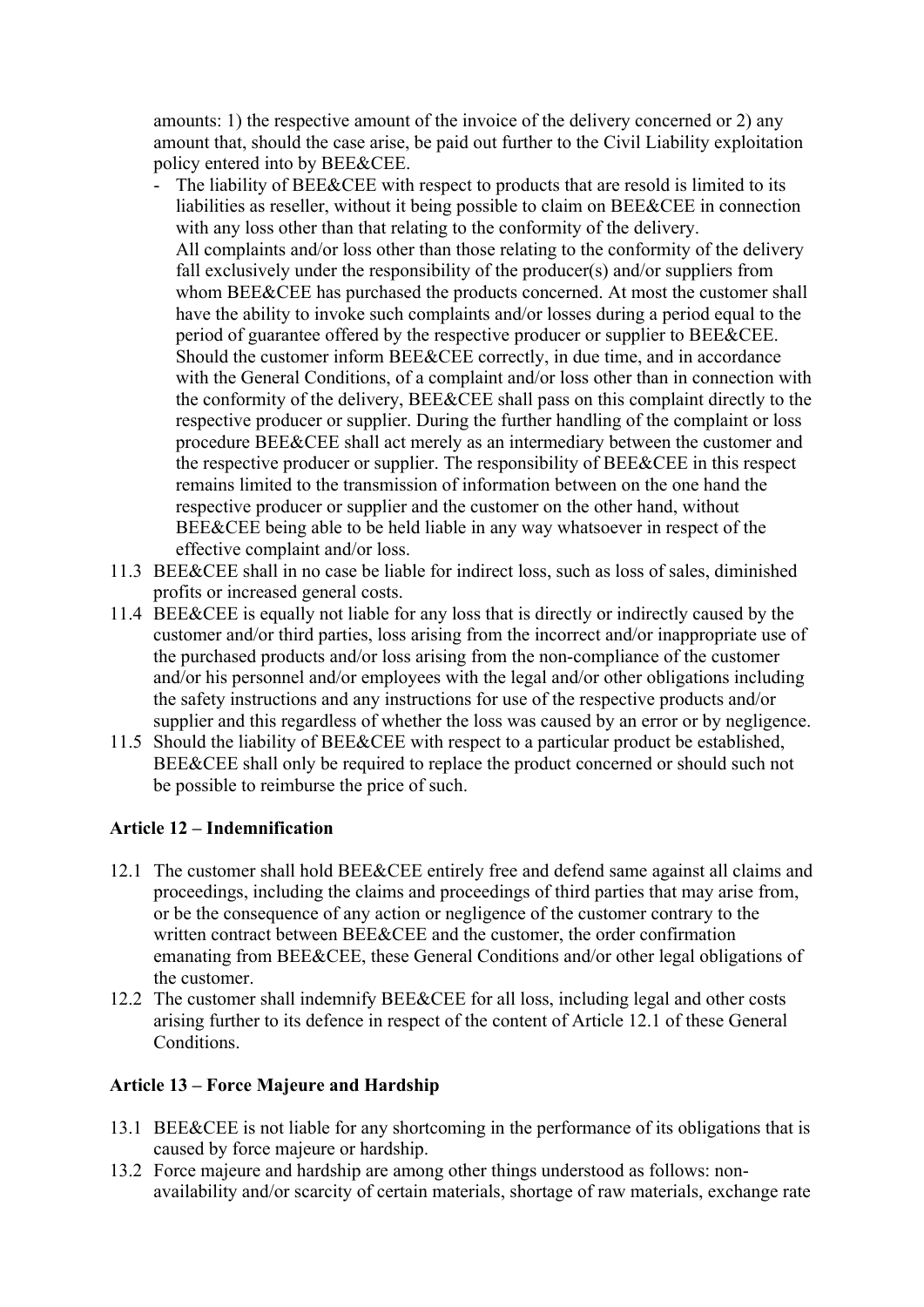amounts: 1) the respective amount of the invoice of the delivery concerned or 2) any amount that, should the case arise, be paid out further to the Civil Liability exploitation policy entered into by BEE&CEE.

- The liability of BEE&CEE with respect to products that are resold is limited to its liabilities as reseller, without it being possible to claim on BEE&CEE in connection with any loss other than that relating to the conformity of the delivery.
  All complaints and/or loss other than those relating to the conformity of the delivery fall exclusively under the responsibility of the producer(s) and/or suppliers from whom BEE&CEE has purchased the products concerned. At most the customer shall have the ability to invoke such complaints and/or losses during a period equal to the period of guarantee offered by the respective producer or supplier to BEE&CEE. Should the customer inform BEE&CEE correctly, in due time, and in accordance with the General Conditions, of a complaint and/or loss other than in connection with the conformity of the delivery, BEE&CEE shall pass on this complaint directly to the respective producer or supplier. During the further handling of the complaint or loss procedure BEE&CEE shall act merely as an intermediary between the customer and the respective producer or supplier. The responsibility of BEE&CEE in this respect remains limited to the transmission of information between on the one hand the respective producer or supplier and the customer on the other hand, without BEE&CEE being able to be held liable in any way whatsoever in respect of the effective complaint and/or loss.

11.3 BEE&CEE shall in no case be liable for indirect loss, such as loss of sales, diminished profits or increased general costs.

11.4 BEE&CEE is equally not liable for any loss that is directly or indirectly caused by the customer and/or third parties, loss arising from the incorrect and/or inappropriate use of the purchased products and/or loss arising from the non-compliance of the customer and/or his personnel and/or employees with the legal and/or other obligations including the safety instructions and any instructions for use of the respective products and/or supplier and this regardless of whether the loss was caused by an error or by negligence.

11.5 Should the liability of BEE&CEE with respect to a particular product be established, BEE&CEE shall only be required to replace the product concerned or should such not be possible to reimburse the price of such.

**Article 12 – Indemnification**

12.1 The customer shall hold BEE&CEE entirely free and defend same against all claims and proceedings, including the claims and proceedings of third parties that may arise from, or be the consequence of any action or negligence of the customer contrary to the written contract between BEE&CEE and the customer, the order confirmation emanating from BEE&CEE, these General Conditions and/or other legal obligations of the customer.

12.2 The customer shall indemnify BEE&CEE for all loss, including legal and other costs arising further to its defence in respect of the content of Article 12.1 of these General Conditions.

**Article 13 – Force Majeure and Hardship**

13.1 BEE&CEE is not liable for any shortcoming in the performance of its obligations that is caused by force majeure or hardship.

13.2 Force majeure and hardship are among other things understood as follows: non-availability and/or scarcity of certain materials, shortage of raw materials, exchange rate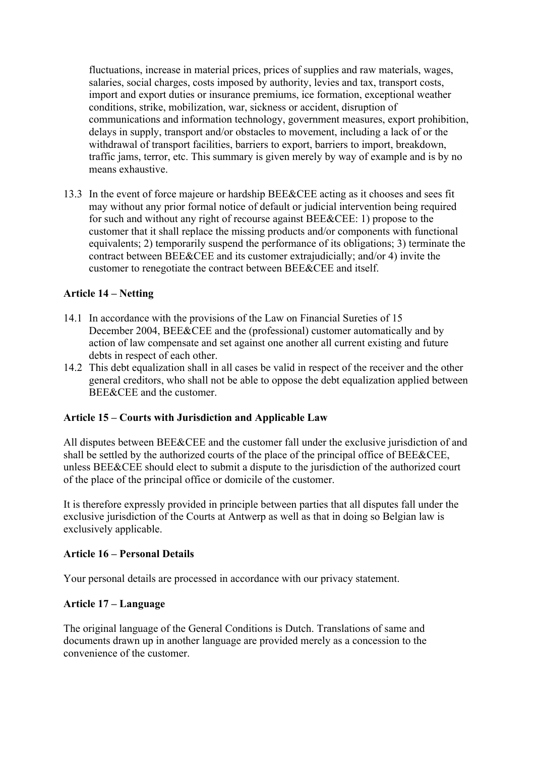fluctuations, increase in material prices, prices of supplies and raw materials, wages, salaries, social charges, costs imposed by authority, levies and tax, transport costs, import and export duties or insurance premiums, ice formation, exceptional weather conditions, strike, mobilization, war, sickness or accident, disruption of communications and information technology, government measures, export prohibition, delays in supply, transport and/or obstacles to movement, including a lack of or the withdrawal of transport facilities, barriers to export, barriers to import, breakdown, traffic jams, terror, etc. This summary is given merely by way of example and is by no means exhaustive.

13.3 In the event of force majeure or hardship BEE&CEE acting as it chooses and sees fit may without any prior formal notice of default or judicial intervention being required for such and without any right of recourse against BEE&CEE: 1) propose to the customer that it shall replace the missing products and/or components with functional equivalents; 2) temporarily suspend the performance of its obligations; 3) terminate the contract between BEE&CEE and its customer extrajudicially; and/or 4) invite the customer to renegotiate the contract between BEE&CEE and itself.

**Article 14 – Netting**

14.1 In accordance with the provisions of the Law on Financial Sureties of 15 December 2004, BEE&CEE and the (professional) customer automatically and by action of law compensate and set against one another all current existing and future debts in respect of each other.

14.2 This debt equalization shall in all cases be valid in respect of the receiver and the other general creditors, who shall not be able to oppose the debt equalization applied between BEE&CEE and the customer.

**Article 15 – Courts with Jurisdiction and Applicable Law**

All disputes between BEE&CEE and the customer fall under the exclusive jurisdiction of and shall be settled by the authorized courts of the place of the principal office of BEE&CEE, unless BEE&CEE should elect to submit a dispute to the jurisdiction of the authorized court of the place of the principal office or domicile of the customer.

It is therefore expressly provided in principle between parties that all disputes fall under the exclusive jurisdiction of the Courts at Antwerp as well as that in doing so Belgian law is exclusively applicable.

**Article 16 – Personal Details**

Your personal details are processed in accordance with our privacy statement.

**Article 17 – Language**

The original language of the General Conditions is Dutch. Translations of same and documents drawn up in another language are provided merely as a concession to the convenience of the customer.